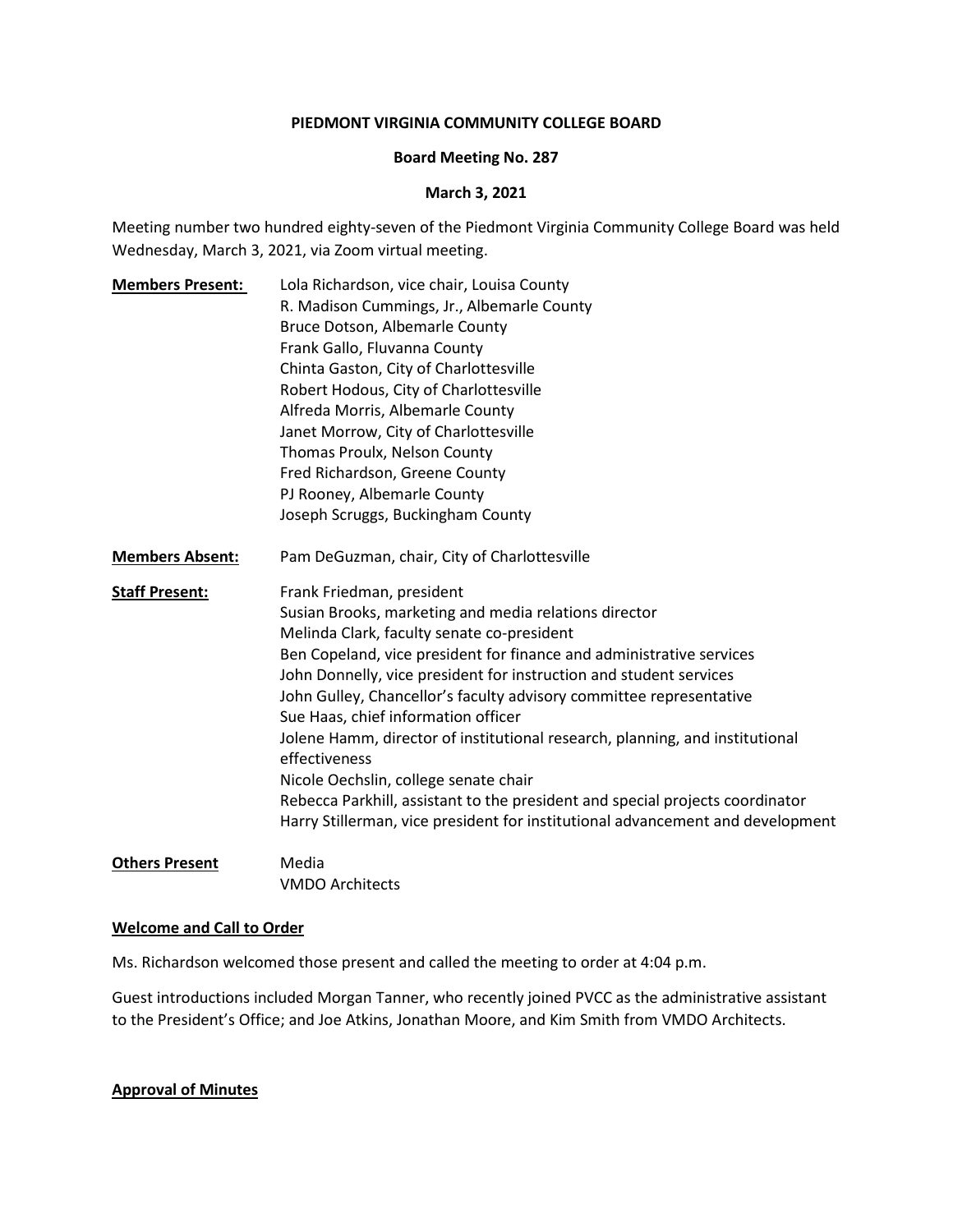**PIEDMONT VIRGINIA COMMUNITY COLLEGE BOARD**

**Board Meeting No. 287**

**March 3, 2021**

Meeting number two hundred eighty-seven of the Piedmont Virginia Community College Board was held Wednesday, March 3, 2021, via Zoom virtual meeting.

**Members Present:**

Lola Richardson, vice chair, Louisa County
R. Madison Cummings, Jr., Albemarle County
Bruce Dotson, Albemarle County
Frank Gallo, Fluvanna County
Chinta Gaston, City of Charlottesville
Robert Hodous, City of Charlottesville
Alfreda Morris, Albemarle County
Janet Morrow, City of Charlottesville
Thomas Proulx, Nelson County
Fred Richardson, Greene County
PJ Rooney, Albemarle County
Joseph Scruggs, Buckingham County

**Members Absent:**

Pam DeGuzman, chair, City of Charlottesville

**Staff Present:**

Frank Friedman, president
Susian Brooks, marketing and media relations director
Melinda Clark, faculty senate co-president
Ben Copeland, vice president for finance and administrative services
John Donnelly, vice president for instruction and student services
John Gulley, Chancellor's faculty advisory committee representative
Sue Haas, chief information officer
Jolene Hamm, director of institutional research, planning, and institutional effectiveness
Nicole Oechslin, college senate chair
Rebecca Parkhill, assistant to the president and special projects coordinator
Harry Stillerman, vice president for institutional advancement and development

**Others Present**

Media
VMDO Architects

**Welcome and Call to Order**

Ms. Richardson welcomed those present and called the meeting to order at 4:04 p.m.

Guest introductions included Morgan Tanner, who recently joined PVCC as the administrative assistant to the President's Office; and Joe Atkins, Jonathan Moore, and Kim Smith from VMDO Architects.

**Approval of Minutes**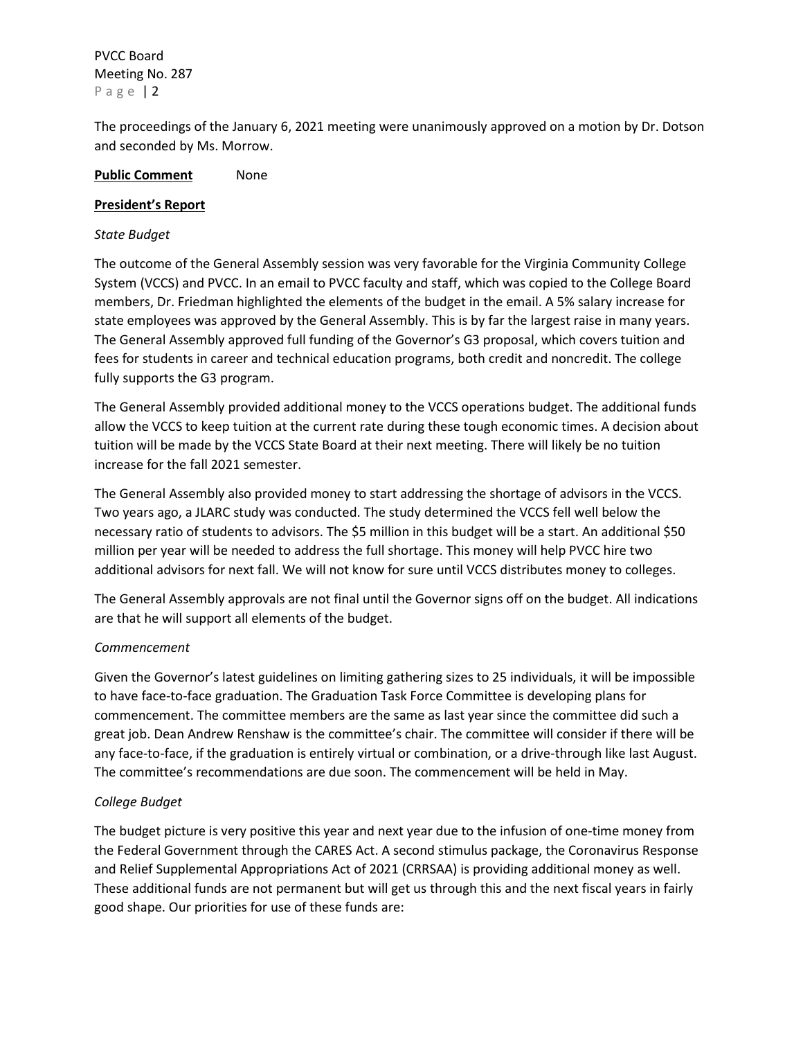The proceedings of the January 6, 2021 meeting were unanimously approved on a motion by Dr. Dotson and seconded by Ms. Morrow.

**Public Comment** None

**President's Report**

*State Budget*

The outcome of the General Assembly session was very favorable for the Virginia Community College System (VCCS) and PVCC. In an email to PVCC faculty and staff, which was copied to the College Board members, Dr. Friedman highlighted the elements of the budget in the email. A 5% salary increase for state employees was approved by the General Assembly. This is by far the largest raise in many years. The General Assembly approved full funding of the Governor's G3 proposal, which covers tuition and fees for students in career and technical education programs, both credit and noncredit. The college fully supports the G3 program.

The General Assembly provided additional money to the VCCS operations budget. The additional funds allow the VCCS to keep tuition at the current rate during these tough economic times. A decision about tuition will be made by the VCCS State Board at their next meeting. There will likely be no tuition increase for the fall 2021 semester.

The General Assembly also provided money to start addressing the shortage of advisors in the VCCS. Two years ago, a JLARC study was conducted. The study determined the VCCS fell well below the necessary ratio of students to advisors. The $5 million in this budget will be a start. An additional $50 million per year will be needed to address the full shortage. This money will help PVCC hire two additional advisors for next fall. We will not know for sure until VCCS distributes money to colleges.

The General Assembly approvals are not final until the Governor signs off on the budget. All indications are that he will support all elements of the budget.

*Commencement*

Given the Governor's latest guidelines on limiting gathering sizes to 25 individuals, it will be impossible to have face-to-face graduation. The Graduation Task Force Committee is developing plans for commencement. The committee members are the same as last year since the committee did such a great job. Dean Andrew Renshaw is the committee's chair. The committee will consider if there will be any face-to-face, if the graduation is entirely virtual or combination, or a drive-through like last August. The committee's recommendations are due soon. The commencement will be held in May.

*College Budget*

The budget picture is very positive this year and next year due to the infusion of one-time money from the Federal Government through the CARES Act. A second stimulus package, the Coronavirus Response and Relief Supplemental Appropriations Act of 2021 (CRRSAA) is providing additional money as well. These additional funds are not permanent but will get us through this and the next fiscal years in fairly good shape. Our priorities for use of these funds are: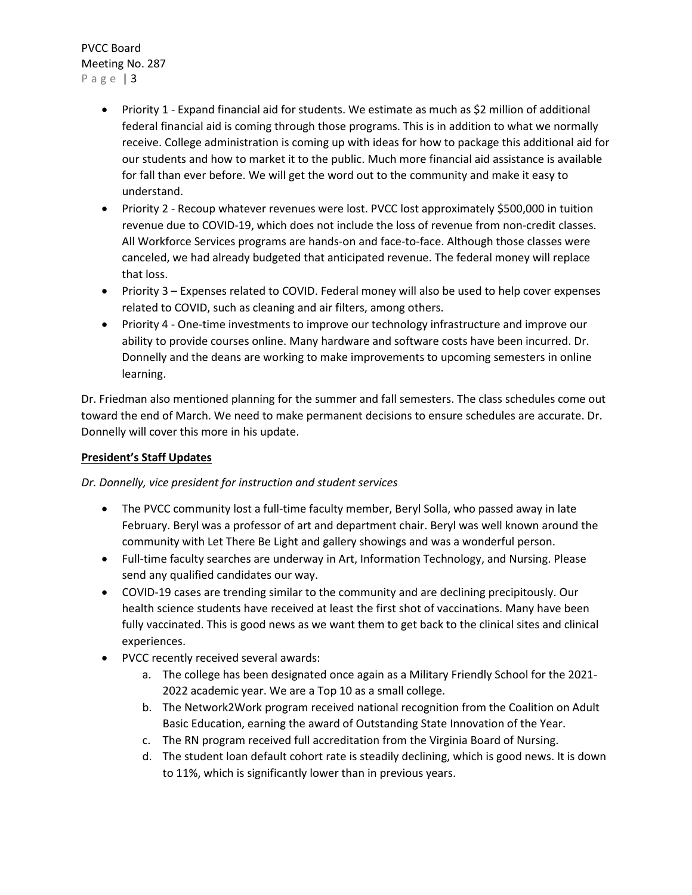- Priority 1 - Expand financial aid for students. We estimate as much as $2 million of additional federal financial aid is coming through those programs. This is in addition to what we normally receive. College administration is coming up with ideas for how to package this additional aid for our students and how to market it to the public. Much more financial aid assistance is available for fall than ever before. We will get the word out to the community and make it easy to understand.
- Priority 2 - Recoup whatever revenues were lost. PVCC lost approximately $500,000 in tuition revenue due to COVID-19, which does not include the loss of revenue from non-credit classes. All Workforce Services programs are hands-on and face-to-face. Although those classes were canceled, we had already budgeted that anticipated revenue. The federal money will replace that loss.
- Priority 3 – Expenses related to COVID. Federal money will also be used to help cover expenses related to COVID, such as cleaning and air filters, among others.
- Priority 4 - One-time investments to improve our technology infrastructure and improve our ability to provide courses online. Many hardware and software costs have been incurred. Dr. Donnelly and the deans are working to make improvements to upcoming semesters in online learning.

Dr. Friedman also mentioned planning for the summer and fall semesters. The class schedules come out toward the end of March. We need to make permanent decisions to ensure schedules are accurate. Dr. Donnelly will cover this more in his update.

**President's Staff Updates**

*Dr. Donnelly, vice president for instruction and student services*

- The PVCC community lost a full-time faculty member, Beryl Solla, who passed away in late February. Beryl was a professor of art and department chair. Beryl was well known around the community with Let There Be Light and gallery showings and was a wonderful person.
- Full-time faculty searches are underway in Art, Information Technology, and Nursing. Please send any qualified candidates our way.
- COVID-19 cases are trending similar to the community and are declining precipitously. Our health science students have received at least the first shot of vaccinations. Many have been fully vaccinated. This is good news as we want them to get back to the clinical sites and clinical experiences.
- PVCC recently received several awards:
  a. The college has been designated once again as a Military Friendly School for the 2021-2022 academic year. We are a Top 10 as a small college.
  b. The Network2Work program received national recognition from the Coalition on Adult Basic Education, earning the award of Outstanding State Innovation of the Year.
  c. The RN program received full accreditation from the Virginia Board of Nursing.
  d. The student loan default cohort rate is steadily declining, which is good news. It is down to 11%, which is significantly lower than in previous years.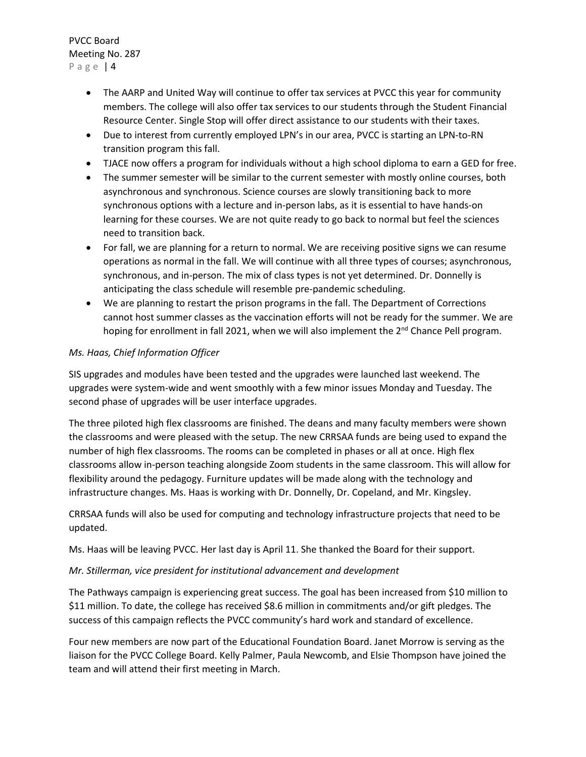- The AARP and United Way will continue to offer tax services at PVCC this year for community members. The college will also offer tax services to our students through the Student Financial Resource Center. Single Stop will offer direct assistance to our students with their taxes.
- Due to interest from currently employed LPN's in our area, PVCC is starting an LPN-to-RN transition program this fall.
- TJACE now offers a program for individuals without a high school diploma to earn a GED for free.
- The summer semester will be similar to the current semester with mostly online courses, both asynchronous and synchronous. Science courses are slowly transitioning back to more synchronous options with a lecture and in-person labs, as it is essential to have hands-on learning for these courses. We are not quite ready to go back to normal but feel the sciences need to transition back.
- For fall, we are planning for a return to normal. We are receiving positive signs we can resume operations as normal in the fall. We will continue with all three types of courses; asynchronous, synchronous, and in-person. The mix of class types is not yet determined. Dr. Donnelly is anticipating the class schedule will resemble pre-pandemic scheduling.
- We are planning to restart the prison programs in the fall. The Department of Corrections cannot host summer classes as the vaccination efforts will not be ready for the summer. We are hoping for enrollment in fall 2021, when we will also implement the 2nd Chance Pell program.

*Ms. Haas, Chief Information Officer*

SIS upgrades and modules have been tested and the upgrades were launched last weekend. The upgrades were system-wide and went smoothly with a few minor issues Monday and Tuesday. The second phase of upgrades will be user interface upgrades.

The three piloted high flex classrooms are finished. The deans and many faculty members were shown the classrooms and were pleased with the setup. The new CRRSAA funds are being used to expand the number of high flex classrooms. The rooms can be completed in phases or all at once. High flex classrooms allow in-person teaching alongside Zoom students in the same classroom. This will allow for flexibility around the pedagogy. Furniture updates will be made along with the technology and infrastructure changes. Ms. Haas is working with Dr. Donnelly, Dr. Copeland, and Mr. Kingsley.

CRRSAA funds will also be used for computing and technology infrastructure projects that need to be updated.

Ms. Haas will be leaving PVCC. Her last day is April 11. She thanked the Board for their support.

*Mr. Stillerman, vice president for institutional advancement and development*

The Pathways campaign is experiencing great success. The goal has been increased from $10 million to $11 million. To date, the college has received $8.6 million in commitments and/or gift pledges. The success of this campaign reflects the PVCC community's hard work and standard of excellence.

Four new members are now part of the Educational Foundation Board. Janet Morrow is serving as the liaison for the PVCC College Board. Kelly Palmer, Paula Newcomb, and Elsie Thompson have joined the team and will attend their first meeting in March.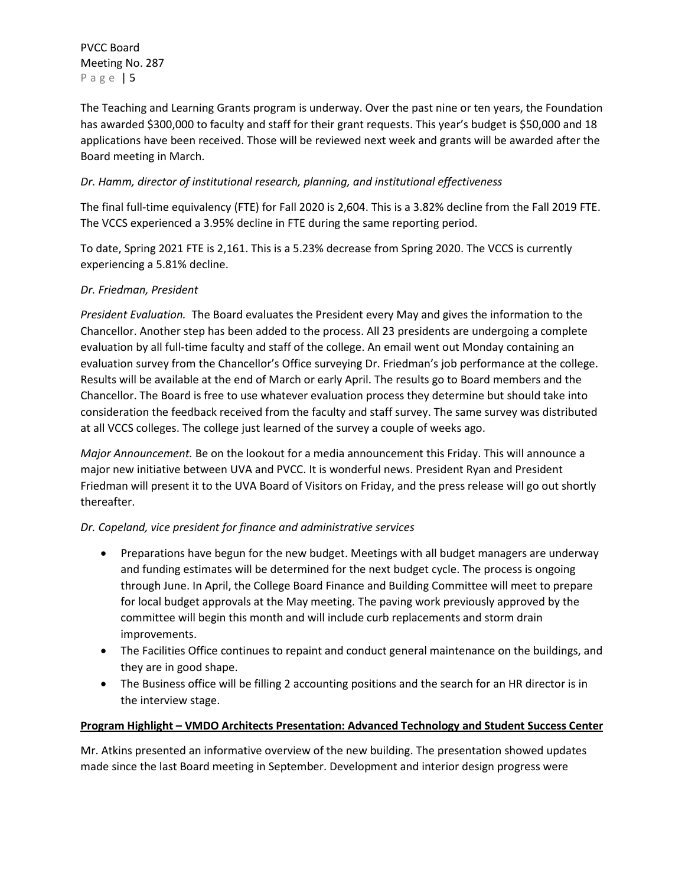The Teaching and Learning Grants program is underway. Over the past nine or ten years, the Foundation has awarded $300,000 to faculty and staff for their grant requests. This year's budget is $50,000 and 18 applications have been received. Those will be reviewed next week and grants will be awarded after the Board meeting in March.

*Dr. Hamm, director of institutional research, planning, and institutional effectiveness*

The final full-time equivalency (FTE) for Fall 2020 is 2,604. This is a 3.82% decline from the Fall 2019 FTE. The VCCS experienced a 3.95% decline in FTE during the same reporting period.

To date, Spring 2021 FTE is 2,161. This is a 5.23% decrease from Spring 2020. The VCCS is currently experiencing a 5.81% decline.

*Dr. Friedman, President*

*President Evaluation.* The Board evaluates the President every May and gives the information to the Chancellor. Another step has been added to the process. All 23 presidents are undergoing a complete evaluation by all full-time faculty and staff of the college. An email went out Monday containing an evaluation survey from the Chancellor's Office surveying Dr. Friedman's job performance at the college. Results will be available at the end of March or early April. The results go to Board members and the Chancellor. The Board is free to use whatever evaluation process they determine but should take into consideration the feedback received from the faculty and staff survey. The same survey was distributed at all VCCS colleges. The college just learned of the survey a couple of weeks ago.

*Major Announcement.* Be on the lookout for a media announcement this Friday. This will announce a major new initiative between UVA and PVCC. It is wonderful news. President Ryan and President Friedman will present it to the UVA Board of Visitors on Friday, and the press release will go out shortly thereafter.

*Dr. Copeland, vice president for finance and administrative services*

- Preparations have begun for the new budget. Meetings with all budget managers are underway and funding estimates will be determined for the next budget cycle. The process is ongoing through June. In April, the College Board Finance and Building Committee will meet to prepare for local budget approvals at the May meeting. The paving work previously approved by the committee will begin this month and will include curb replacements and storm drain improvements.
- The Facilities Office continues to repaint and conduct general maintenance on the buildings, and they are in good shape.
- The Business office will be filling 2 accounting positions and the search for an HR director is in the interview stage.

**Program Highlight – VMDO Architects Presentation: Advanced Technology and Student Success Center**

Mr. Atkins presented an informative overview of the new building. The presentation showed updates made since the last Board meeting in September. Development and interior design progress were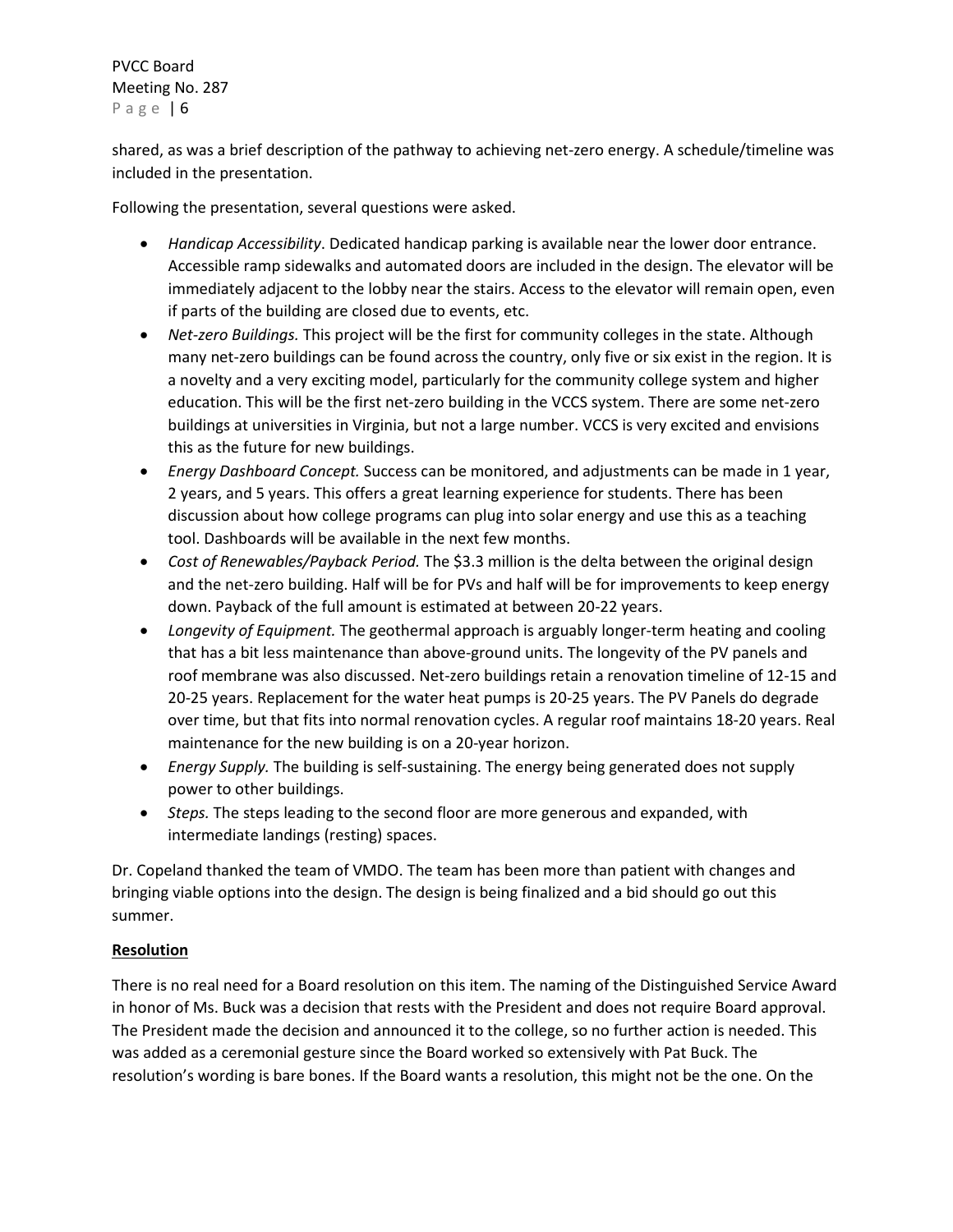shared, as was a brief description of the pathway to achieving net-zero energy. A schedule/timeline was included in the presentation.

Following the presentation, several questions were asked.

- *Handicap Accessibility*. Dedicated handicap parking is available near the lower door entrance. Accessible ramp sidewalks and automated doors are included in the design. The elevator will be immediately adjacent to the lobby near the stairs. Access to the elevator will remain open, even if parts of the building are closed due to events, etc.
- *Net-zero Buildings.* This project will be the first for community colleges in the state. Although many net-zero buildings can be found across the country, only five or six exist in the region. It is a novelty and a very exciting model, particularly for the community college system and higher education. This will be the first net-zero building in the VCCS system. There are some net-zero buildings at universities in Virginia, but not a large number. VCCS is very excited and envisions this as the future for new buildings.
- *Energy Dashboard Concept.* Success can be monitored, and adjustments can be made in 1 year, 2 years, and 5 years. This offers a great learning experience for students. There has been discussion about how college programs can plug into solar energy and use this as a teaching tool. Dashboards will be available in the next few months.
- *Cost of Renewables/Payback Period.* The $3.3 million is the delta between the original design and the net-zero building. Half will be for PVs and half will be for improvements to keep energy down. Payback of the full amount is estimated at between 20-22 years.
- *Longevity of Equipment.* The geothermal approach is arguably longer-term heating and cooling that has a bit less maintenance than above-ground units. The longevity of the PV panels and roof membrane was also discussed. Net-zero buildings retain a renovation timeline of 12-15 and 20-25 years. Replacement for the water heat pumps is 20-25 years. The PV Panels do degrade over time, but that fits into normal renovation cycles. A regular roof maintains 18-20 years. Real maintenance for the new building is on a 20-year horizon.
- *Energy Supply.* The building is self-sustaining. The energy being generated does not supply power to other buildings.
- *Steps.* The steps leading to the second floor are more generous and expanded, with intermediate landings (resting) spaces.

Dr. Copeland thanked the team of VMDO. The team has been more than patient with changes and bringing viable options into the design. The design is being finalized and a bid should go out this summer.

**Resolution**

There is no real need for a Board resolution on this item. The naming of the Distinguished Service Award in honor of Ms. Buck was a decision that rests with the President and does not require Board approval. The President made the decision and announced it to the college, so no further action is needed. This was added as a ceremonial gesture since the Board worked so extensively with Pat Buck. The resolution's wording is bare bones. If the Board wants a resolution, this might not be the one. On the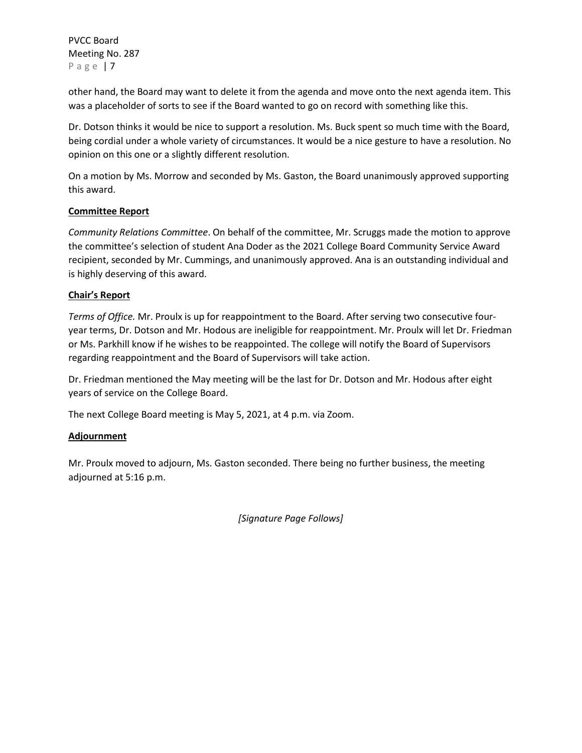other hand, the Board may want to delete it from the agenda and move onto the next agenda item. This was a placeholder of sorts to see if the Board wanted to go on record with something like this.

Dr. Dotson thinks it would be nice to support a resolution. Ms. Buck spent so much time with the Board, being cordial under a whole variety of circumstances. It would be a nice gesture to have a resolution. No opinion on this one or a slightly different resolution.

On a motion by Ms. Morrow and seconded by Ms. Gaston, the Board unanimously approved supporting this award.

**Committee Report**

*Community Relations Committee*. On behalf of the committee, Mr. Scruggs made the motion to approve the committee's selection of student Ana Doder as the 2021 College Board Community Service Award recipient, seconded by Mr. Cummings, and unanimously approved. Ana is an outstanding individual and is highly deserving of this award.

**Chair's Report**

*Terms of Office.* Mr. Proulx is up for reappointment to the Board. After serving two consecutive four-year terms, Dr. Dotson and Mr. Hodous are ineligible for reappointment. Mr. Proulx will let Dr. Friedman or Ms. Parkhill know if he wishes to be reappointed. The college will notify the Board of Supervisors regarding reappointment and the Board of Supervisors will take action.

Dr. Friedman mentioned the May meeting will be the last for Dr. Dotson and Mr. Hodous after eight years of service on the College Board.

The next College Board meeting is May 5, 2021, at 4 p.m. via Zoom.

**Adjournment**

Mr. Proulx moved to adjourn, Ms. Gaston seconded. There being no further business, the meeting adjourned at 5:16 p.m.

*[Signature Page Follows]*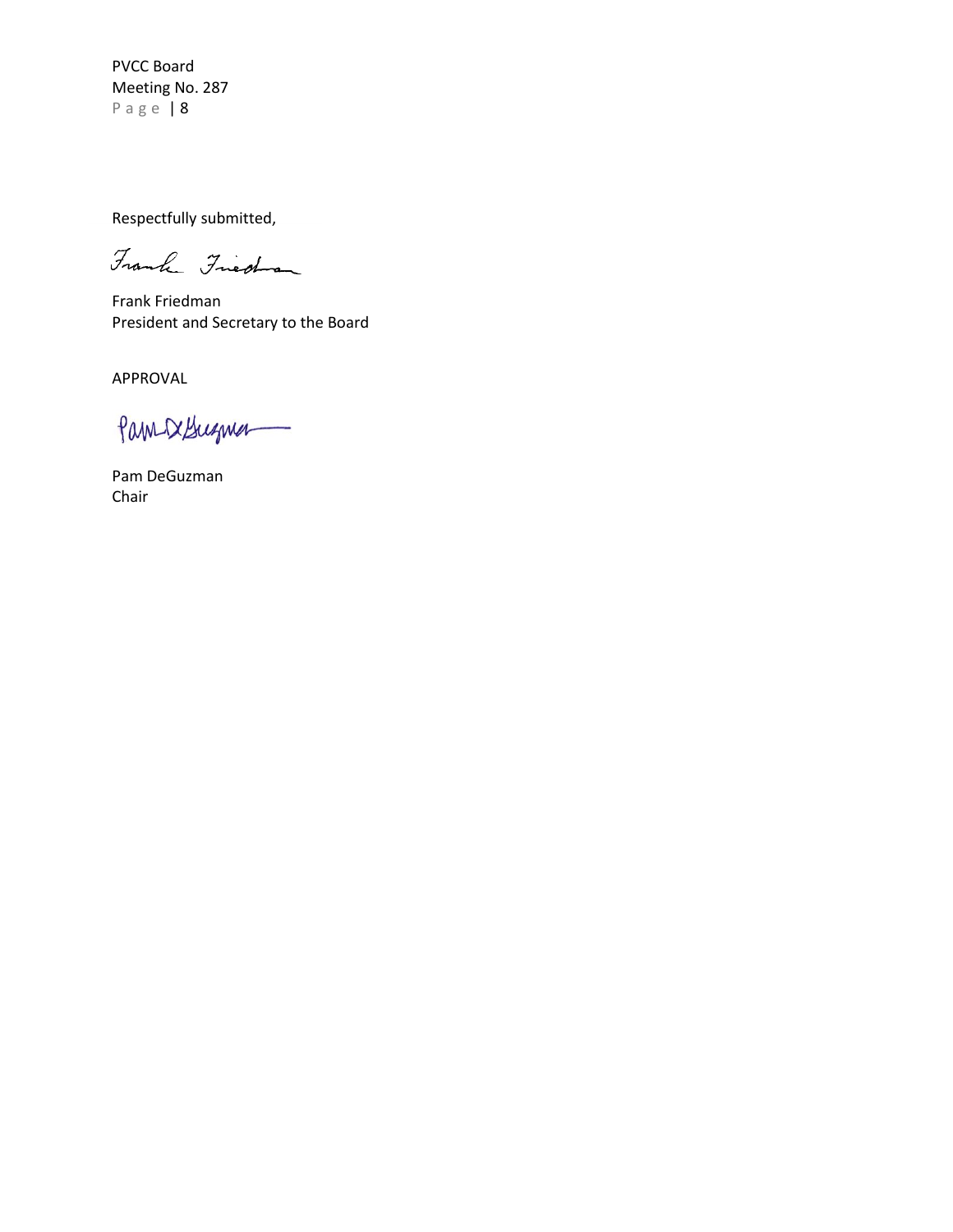Respectfully submitted,

Frank Friedman
President and Secretary to the Board

APPROVAL

Pam DeGuzman
Chair